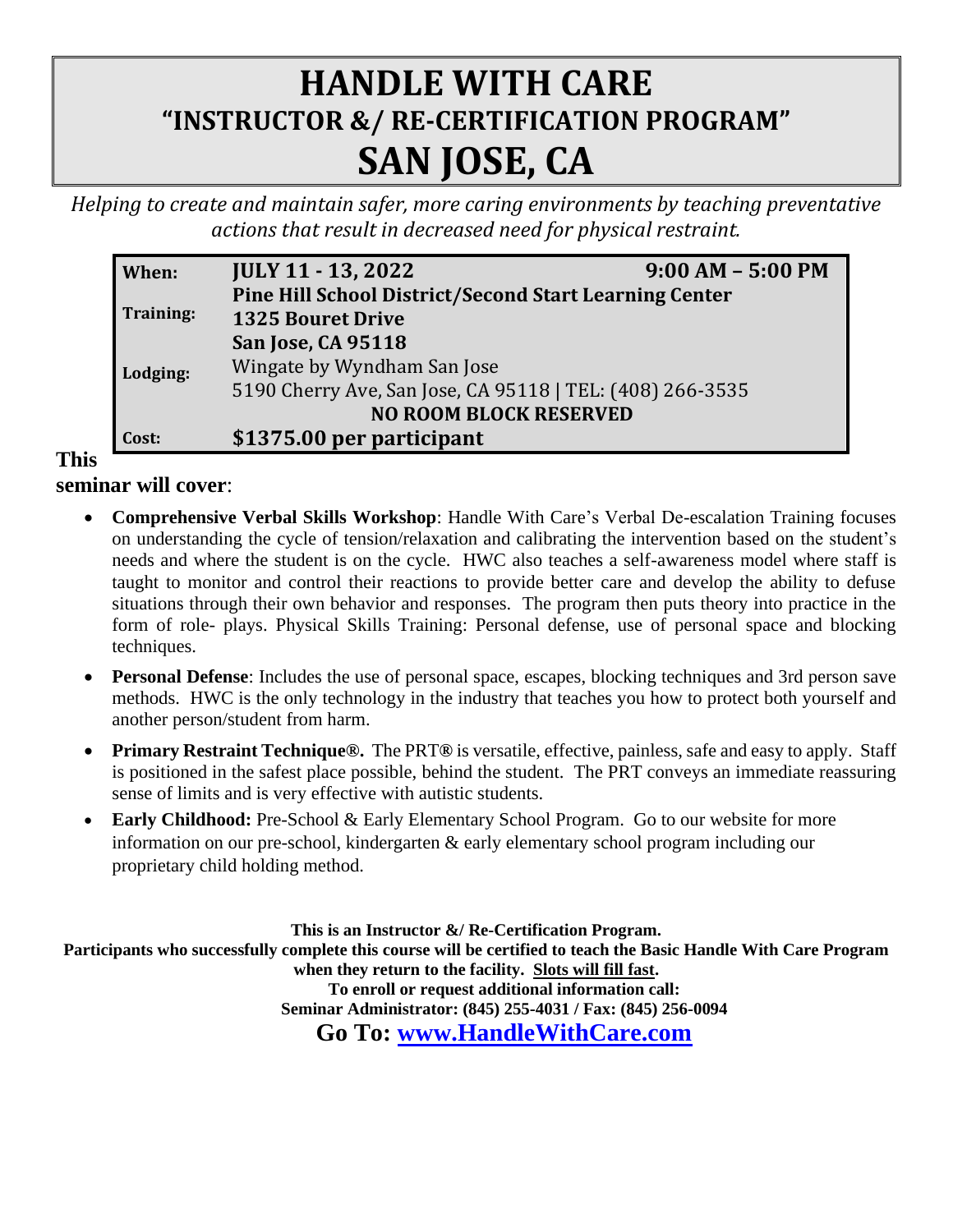# HANDLE WITH CARE
## "INSTRUCTOR &/ RE-CERTIFICATION PROGRAM"
# SAN JOSE, CA

*Helping to create and maintain safer, more caring environments by teaching preventative actions that result in decreased need for physical restraint.*

| | | |
|---|---|---|
| **When:** | **JULY 11 - 13, 2022** | **9:00 AM – 5:00 PM** |
| **Training:** | **Pine Hill School District/Second Start Learning Center**<br>**1325 Bouret Drive**<br>**San Jose, CA 95118** | |
| **Lodging:** | Wingate by Wyndham San Jose<br>5190 Cherry Ave, San Jose, CA 95118 \| TEL: (408) 266-3535<br>**NO ROOM BLOCK RESERVED** | |
| **Cost:** | **$1375.00 per participant** | |

**This seminar will cover**:

- **Comprehensive Verbal Skills Workshop**: Handle With Care's Verbal De-escalation Training focuses on understanding the cycle of tension/relaxation and calibrating the intervention based on the student's needs and where the student is on the cycle. HWC also teaches a self-awareness model where staff is taught to monitor and control their reactions to provide better care and develop the ability to defuse situations through their own behavior and responses. The program then puts theory into practice in the form of role- plays. Physical Skills Training: Personal defense, use of personal space and blocking techniques.
- **Personal Defense**: Includes the use of personal space, escapes, blocking techniques and 3rd person save methods. HWC is the only technology in the industry that teaches you how to protect both yourself and another person/student from harm.
- **Primary Restraint Technique®.** The PRT**®** is versatile, effective, painless, safe and easy to apply. Staff is positioned in the safest place possible, behind the student. The PRT conveys an immediate reassuring sense of limits and is very effective with autistic students.
- **Early Childhood:** Pre-School & Early Elementary School Program. Go to our website for more information on our pre-school, kindergarten & early elementary school program including our proprietary child holding method.

**This is an Instructor &/ Re-Certification Program.**
**Participants who successfully complete this course will be certified to teach the Basic Handle With Care Program when they return to the facility. Slots will fill fast.**
**To enroll or request additional information call:**
**Seminar Administrator: (845) 255-4031 / Fax: (845) 256-0094**

## Go To: [www.HandleWithCare.com](http://www.HandleWithCare.com)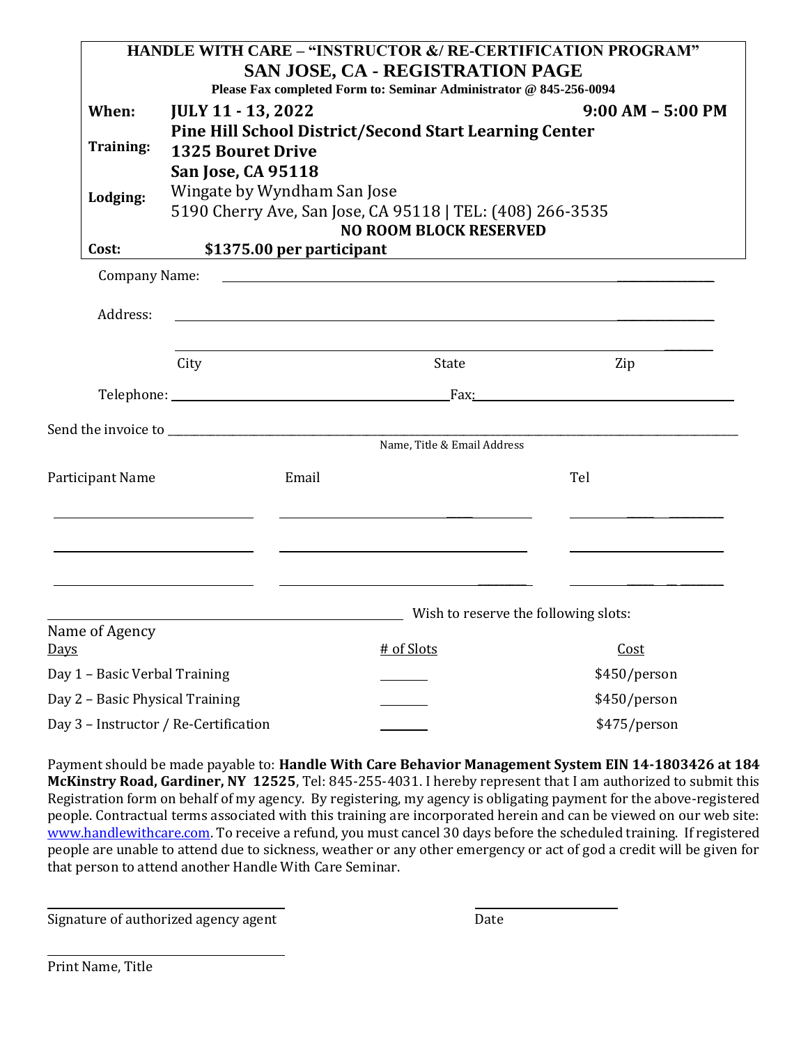# HANDLE WITH CARE – "INSTRUCTOR &/ RE-CERTIFICATION PROGRAM"

## SAN JOSE, CA - REGISTRATION PAGE

**Please Fax completed Form to: Seminar Administrator @ 845-256-0094**

**When:** **JULY 11 - 13, 2022** **9:00 AM – 5:00 PM**

**Training:** **Pine Hill School District/Second Start Learning Center**
**1325 Bouret Drive**
**San Jose, CA 95118**

**Lodging:** Wingate by Wyndham San Jose
5190 Cherry Ave, San Jose, CA 95118 | TEL: (408) 266-3535
**NO ROOM BLOCK RESERVED**

**Cost:** **$1375.00 per participant**

Company Name: ______________________________________________

Address: ______________________________________________

______________________________________________

City State Zip

Telephone: ______________________ Fax: ______________________

Send the invoice to ______________________________________________
Name, Title & Email Address

| Participant Name | Email | Tel |
|---|---|---|
| | | |
| | | |
| | | |

______________________ Wish to reserve the following slots:

Name of Agency

| Days | # of Slots | Cost |
|---|---|---|
| Day 1 – Basic Verbal Training | _____ | $450/person |
| Day 2 – Basic Physical Training | _____ | $450/person |
| Day 3 – Instructor / Re-Certification | _____ | $475/person |

Payment should be made payable to: **Handle With Care Behavior Management System EIN 14-1803426 at 184 McKinstry Road, Gardiner, NY 12525**, Tel: 845-255-4031. I hereby represent that I am authorized to submit this Registration form on behalf of my agency. By registering, my agency is obligating payment for the above-registered people. Contractual terms associated with this training are incorporated herein and can be viewed on our web site: www.handlewithcare.com. To receive a refund, you must cancel 30 days before the scheduled training. If registered people are unable to attend due to sickness, weather or any other emergency or act of god a credit will be given for that person to attend another Handle With Care Seminar.

______________________ ______________________
Signature of authorized agency agent Date

______________________
Print Name, Title